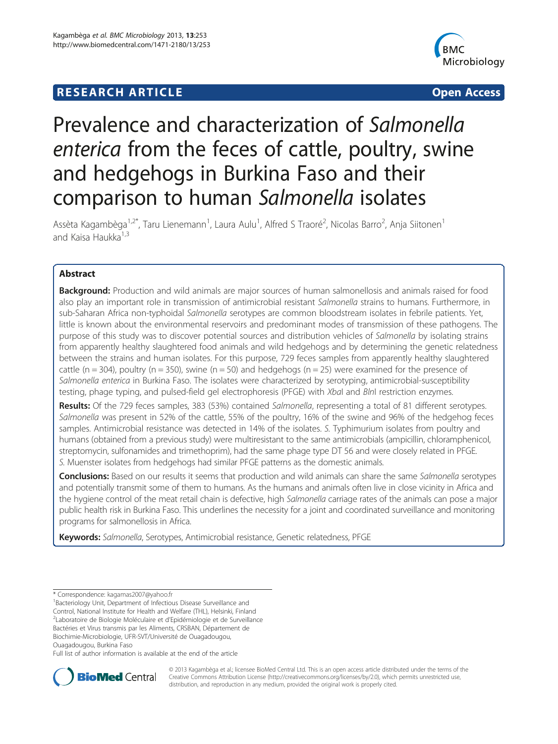RESEARCH ARTICLE **Open Access**

# Prevalence and characterization of *Salmonella enterica* from the feces of cattle, poultry, swine and hedgehogs in Burkina Faso and their comparison to human *Salmonella* isolates

Assèta Kagambèga[1,2*], Taru Lienemann[1], Laura Aulu[1], Alfred S Traoré[2], Nicolas Barro[2], Anja Siitonen[1] and Kaisa Haukka[1,3]

## Abstract

**Background:** Production and wild animals are major sources of human salmonellosis and animals raised for food also play an important role in transmission of antimicrobial resistant *Salmonella* strains to humans. Furthermore, in sub-Saharan Africa non-typhoidal *Salmonella* serotypes are common bloodstream isolates in febrile patients. Yet, little is known about the environmental reservoirs and predominant modes of transmission of these pathogens. The purpose of this study was to discover potential sources and distribution vehicles of *Salmonella* by isolating strains from apparently healthy slaughtered food animals and wild hedgehogs and by determining the genetic relatedness between the strains and human isolates. For this purpose, 729 feces samples from apparently healthy slaughtered cattle (n = 304), poultry (n = 350), swine (n = 50) and hedgehogs (n = 25) were examined for the presence of *Salmonella enterica* in Burkina Faso. The isolates were characterized by serotyping, antimicrobial-susceptibility testing, phage typing, and pulsed-field gel electrophoresis (PFGE) with *Xba*I and *Bln*I restriction enzymes.

**Results:** Of the 729 feces samples, 383 (53%) contained *Salmonella*, representing a total of 81 different serotypes. *Salmonella* was present in 52% of the cattle, 55% of the poultry, 16% of the swine and 96% of the hedgehog feces samples. Antimicrobial resistance was detected in 14% of the isolates. *S.* Typhimurium isolates from poultry and humans (obtained from a previous study) were multiresistant to the same antimicrobials (ampicillin, chloramphenicol, streptomycin, sulfonamides and trimethoprim), had the same phage type DT 56 and were closely related in PFGE. *S.* Muenster isolates from hedgehogs had similar PFGE patterns as the domestic animals.

**Conclusions:** Based on our results it seems that production and wild animals can share the same *Salmonella* serotypes and potentially transmit some of them to humans. As the humans and animals often live in close vicinity in Africa and the hygiene control of the meat retail chain is defective, high *Salmonella* carriage rates of the animals can pose a major public health risk in Burkina Faso. This underlines the necessity for a joint and coordinated surveillance and monitoring programs for salmonellosis in Africa.

**Keywords:** *Salmonella*, Serotypes, Antimicrobial resistance, Genetic relatedness, PFGE

---

\* Correspondence: kagamas2007@yahoo.fr
[1]Bacteriology Unit, Department of Infectious Disease Surveillance and Control, National Institute for Health and Welfare (THL), Helsinki, Finland
[2]Laboratoire de Biologie Moléculaire et d'Epidémiologie et de Surveillance Bactéries et Virus transmis par les Aliments, CRSBAN, Département de Biochimie-Microbiologie, UFR-SVT/Université de Ouagadougou, Ouagadougou, Burkina Faso
Full list of author information is available at the end of the article

© 2013 Kagambèga et al.; licensee BioMed Central Ltd. This is an open access article distributed under the terms of the Creative Commons Attribution License (http://creativecommons.org/licenses/by/2.0), which permits unrestricted use, distribution, and reproduction in any medium, provided the original work is properly cited.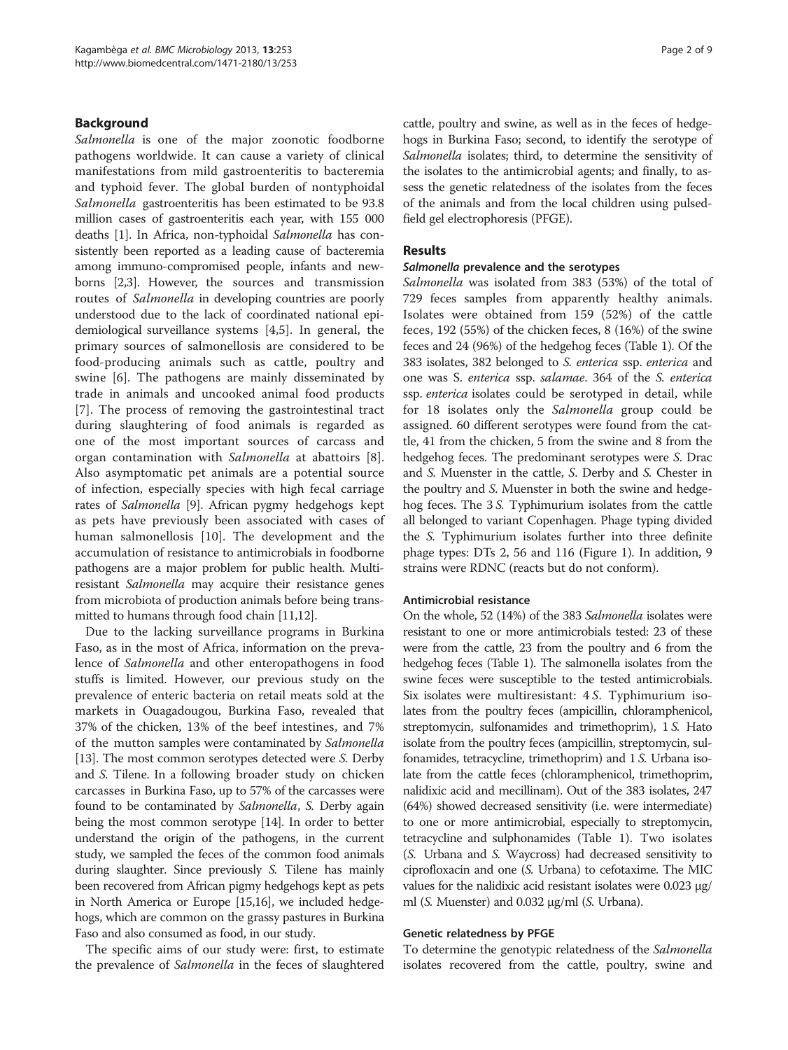## Background

*Salmonella* is one of the major zoonotic foodborne pathogens worldwide. It can cause a variety of clinical manifestations from mild gastroenteritis to bacteremia and typhoid fever. The global burden of nontyphoidal *Salmonella* gastroenteritis has been estimated to be 93.8 million cases of gastroenteritis each year, with 155 000 deaths [1]. In Africa, non-typhoidal *Salmonella* has consistently been reported as a leading cause of bacteremia among immuno-compromised people, infants and newborns [2,3]. However, the sources and transmission routes of *Salmonella* in developing countries are poorly understood due to the lack of coordinated national epidemiological surveillance systems [4,5]. In general, the primary sources of salmonellosis are considered to be food-producing animals such as cattle, poultry and swine [6]. The pathogens are mainly disseminated by trade in animals and uncooked animal food products [7]. The process of removing the gastrointestinal tract during slaughtering of food animals is regarded as one of the most important sources of carcass and organ contamination with *Salmonella* at abattoirs [8]. Also asymptomatic pet animals are a potential source of infection, especially species with high fecal carriage rates of *Salmonella* [9]. African pygmy hedgehogs kept as pets have previously been associated with cases of human salmonellosis [10]. The development and the accumulation of resistance to antimicrobials in foodborne pathogens are a major problem for public health. Multiresistant *Salmonella* may acquire their resistance genes from microbiota of production animals before being transmitted to humans through food chain [11,12].

Due to the lacking surveillance programs in Burkina Faso, as in the most of Africa, information on the prevalence of *Salmonella* and other enteropathogens in food stuffs is limited. However, our previous study on the prevalence of enteric bacteria on retail meats sold at the markets in Ouagadougou, Burkina Faso, revealed that 37% of the chicken, 13% of the beef intestines, and 7% of the mutton samples were contaminated by *Salmonella* [13]. The most common serotypes detected were *S.* Derby and *S.* Tilene. In a following broader study on chicken carcasses in Burkina Faso, up to 57% of the carcasses were found to be contaminated by *Salmonella*, *S.* Derby again being the most common serotype [14]. In order to better understand the origin of the pathogens, in the current study, we sampled the feces of the common food animals during slaughter. Since previously *S.* Tilene has mainly been recovered from African pigmy hedgehogs kept as pets in North America or Europe [15,16], we included hedgehogs, which are common on the grassy pastures in Burkina Faso and also consumed as food, in our study.

The specific aims of our study were: first, to estimate the prevalence of *Salmonella* in the feces of slaughtered cattle, poultry and swine, as well as in the feces of hedgehogs in Burkina Faso; second, to identify the serotype of *Salmonella* isolates; third, to determine the sensitivity of the isolates to the antimicrobial agents; and finally, to assess the genetic relatedness of the isolates from the feces of the animals and from the local children using pulsed-field gel electrophoresis (PFGE).

## Results

### *Salmonella* prevalence and the serotypes

*Salmonella* was isolated from 383 (53%) of the total of 729 feces samples from apparently healthy animals. Isolates were obtained from 159 (52%) of the cattle feces, 192 (55%) of the chicken feces, 8 (16%) of the swine feces and 24 (96%) of the hedgehog feces (Table 1). Of the 383 isolates, 382 belonged to *S. enterica* ssp. *enterica* and one was S. *enterica* ssp. *salamae*. 364 of the *S. enterica* ssp. *enterica* isolates could be serotyped in detail, while for 18 isolates only the *Salmonella* group could be assigned. 60 different serotypes were found from the cattle, 41 from the chicken, 5 from the swine and 8 from the hedgehog feces. The predominant serotypes were *S.* Drac and *S.* Muenster in the cattle, *S.* Derby and *S.* Chester in the poultry and *S.* Muenster in both the swine and hedgehog feces. The 3 *S.* Typhimurium isolates from the cattle all belonged to variant Copenhagen. Phage typing divided the *S.* Typhimurium isolates further into three definite phage types: DTs 2, 56 and 116 (Figure 1). In addition, 9 strains were RDNC (reacts but do not conform).

### Antimicrobial resistance

On the whole, 52 (14%) of the 383 *Salmonella* isolates were resistant to one or more antimicrobials tested: 23 of these were from the cattle, 23 from the poultry and 6 from the hedgehog feces (Table 1). The salmonella isolates from the swine feces were susceptible to the tested antimicrobials. Six isolates were multiresistant: 4 *S.* Typhimurium isolates from the poultry feces (ampicillin, chloramphenicol, streptomycin, sulfonamides and trimethoprim), 1 *S.* Hato isolate from the poultry feces (ampicillin, streptomycin, sulfonamides, tetracycline, trimethoprim) and 1 *S.* Urbana isolate from the cattle feces (chloramphenicol, trimethoprim, nalidixic acid and mecillinam). Out of the 383 isolates, 247 (64%) showed decreased sensitivity (i.e. were intermediate) to one or more antimicrobial, especially to streptomycin, tetracycline and sulphonamides (Table 1). Two isolates (*S.* Urbana and *S.* Waycross) had decreased sensitivity to ciprofloxacin and one (*S.* Urbana) to cefotaxime. The MIC values for the nalidixic acid resistant isolates were 0.023 μg/ml (*S.* Muenster) and 0.032 μg/ml (*S.* Urbana).

### Genetic relatedness by PFGE

To determine the genotypic relatedness of the *Salmonella* isolates recovered from the cattle, poultry, swine and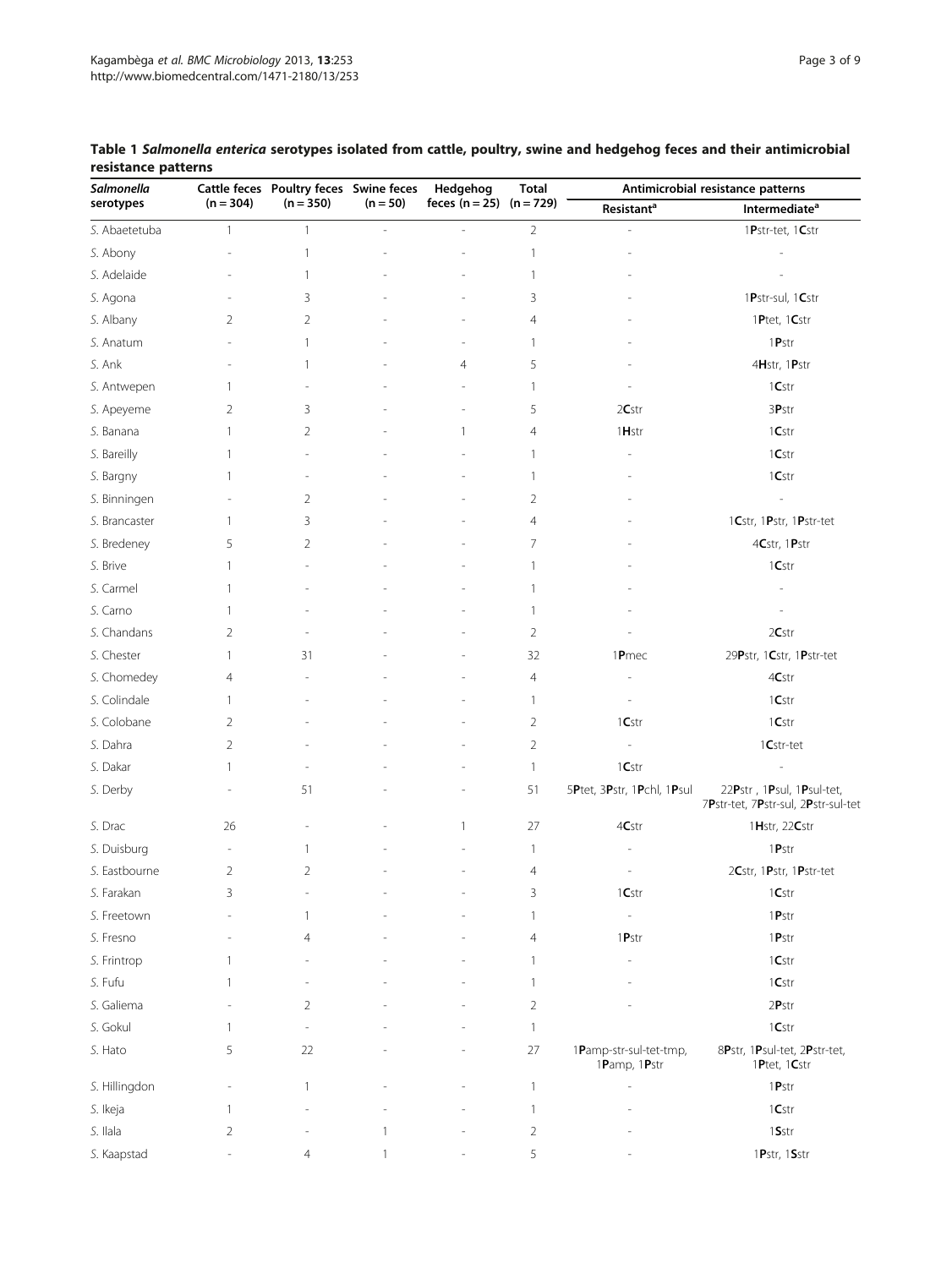**Table 1 *Salmonella enterica* serotypes isolated from cattle, poultry, swine and hedgehog feces and their antimicrobial resistance patterns**

| *Salmonella* serotypes | Cattle feces (n = 304) | Poultry feces (n = 350) | Swine feces (n = 50) | Hedgehog feces (n = 25) | Total (n = 729) | Antimicrobial resistance patterns | |
|---|---|---|---|---|---|---|---|
| | | | | | | Resistant[a] | Intermediate[a] |
| *S.* Abaetetuba | 1 | 1 | - | - | 2 | - | 1**P**str-tet, 1**C**str |
| *S.* Abony | - | 1 | - | - | 1 | - | - |
| *S.* Adelaide | - | 1 | - | - | 1 | - | - |
| *S.* Agona | - | 3 | - | - | 3 | - | 1**P**str-sul, 1**C**str |
| *S.* Albany | 2 | 2 | - | - | 4 | - | 1**P**tet, 1**C**str |
| *S.* Anatum | - | 1 | - | - | 1 | - | 1**P**str |
| *S.* Ank | - | 1 | - | 4 | 5 | - | 4**H**str, 1**P**str |
| *S.* Antwepen | 1 | - | - | - | 1 | - | 1**C**str |
| *S.* Apeyeme | 2 | 3 | - | - | 5 | 2**C**str | 3**P**str |
| *S.* Banana | 1 | 2 | - | 1 | 4 | 1**H**str | 1**C**str |
| *S.* Bareilly | 1 | - | - | - | 1 | - | 1**C**str |
| *S.* Bargny | 1 | - | - | - | 1 | - | 1**C**str |
| *S.* Binningen | - | 2 | - | - | 2 | - | - |
| *S.* Brancaster | 1 | 3 | - | - | 4 | - | 1**C**str, 1**P**str, 1**P**str-tet |
| *S.* Bredeney | 5 | 2 | - | - | 7 | - | 4**C**str, 1**P**str |
| *S.* Brive | 1 | - | - | - | 1 | - | 1**C**str |
| *S.* Carmel | 1 | - | - | - | 1 | - | - |
| *S.* Carno | 1 | - | - | - | 1 | - | - |
| *S.* Chandans | 2 | - | - | - | 2 | - | 2**C**str |
| *S.* Chester | 1 | 31 | - | - | 32 | 1**P**mec | 29**P**str, 1**C**str, 1**P**str-tet |
| *S.* Chomedey | 4 | - | - | - | 4 | - | 4**C**str |
| *S.* Colindale | 1 | - | - | - | 1 | - | 1**C**str |
| *S.* Colobane | 2 | - | - | - | 2 | 1**C**str | 1**C**str |
| *S.* Dahra | 2 | - | - | - | 2 | - | 1**C**str-tet |
| *S.* Dakar | 1 | - | - | - | 1 | 1**C**str | - |
| *S.* Derby | - | 51 | - | - | 51 | 5**P**tet, 3**P**str, 1**P**chl, 1**P**sul | 22**P**str , 1**P**sul, 1**P**sul-tet, 7**P**str-tet, 7**P**str-sul, 2**P**str-sul-tet |
| *S.* Drac | 26 | - | - | 1 | 27 | 4**C**str | 1**H**str, 22**C**str |
| *S.* Duisburg | - | 1 | - | - | 1 | - | 1**P**str |
| *S.* Eastbourne | 2 | 2 | - | - | 4 | - | 2**C**str, 1**P**str, 1**P**str-tet |
| *S.* Farakan | 3 | - | - | - | 3 | 1**C**str | 1**C**str |
| *S.* Freetown | - | 1 | - | - | 1 | - | 1**P**str |
| *S.* Fresno | - | 4 | - | - | 4 | 1**P**str | 1**P**str |
| *S.* Frintrop | 1 | - | - | - | 1 | - | 1**C**str |
| *S.* Fufu | 1 | - | - | - | 1 | - | 1**C**str |
| *S.* Galiema | - | 2 | - | - | 2 | - | 2**P**str |
| *S.* Gokul | 1 | - | - | - | 1 | | 1**C**str |
| *S.* Hato | 5 | 22 | - | - | 27 | 1**P**amp-str-sul-tet-tmp, 1**P**amp, 1**P**str | 8**P**str, 1**P**sul-tet, 2**P**str-tet, 1**P**tet, 1**C**str |
| *S.* Hillingdon | - | 1 | - | - | 1 | - | 1**P**str |
| *S.* Ikeja | 1 | - | - | - | 1 | - | 1**C**str |
| *S.* Ilala | 2 | - | 1 | - | 2 | - | 1**S**str |
| *S.* Kaapstad | - | 4 | 1 | - | 5 | - | 1**P**str, 1**S**str |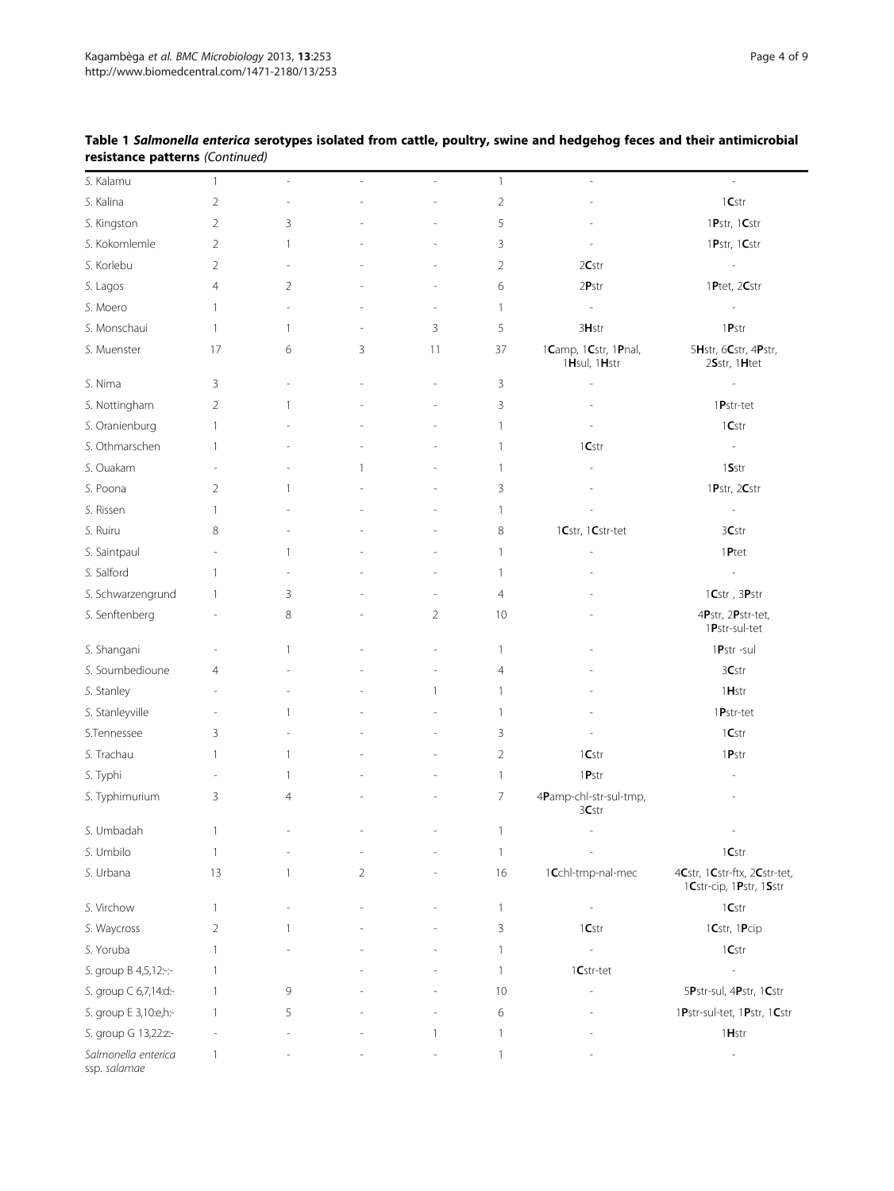**Table 1 *Salmonella enterica* serotypes isolated from cattle, poultry, swine and hedgehog feces and their antimicrobial resistance patterns** *(Continued)*

| | | | | | | | |
|---|---|---|---|---|---|---|---|
| *S.* Kalamu | 1 | - | - | - | 1 | - | - |
| *S.* Kalina | 2 | - | - | - | 2 | - | 1**C**str |
| *S.* Kingston | 2 | 3 | - | - | 5 | - | 1**P**str, 1**C**str |
| *S.* Kokomlemle | 2 | 1 | - | - | 3 | - | 1**P**str, 1**C**str |
| *S.* Korlebu | 2 | - | - | - | 2 | 2**C**str | - |
| *S.* Lagos | 4 | 2 | - | - | 6 | 2**P**str | 1**P**tet, 2**C**str |
| *S.* Moero | 1 | - | - | - | 1 | - | - |
| *S.* Monschaui | 1 | 1 | - | 3 | 5 | 3**H**str | 1**P**str |
| *S.* Muenster | 17 | 6 | 3 | 11 | 37 | 1**C**amp, 1**C**str, 1**P**nal, 1**H**sul, 1**H**str | 5**H**str, 6**C**str, 4**P**str, 2**S**str, 1**H**tet |
| *S.* Nima | 3 | - | - | - | 3 | - | - |
| *S.* Nottingham | 2 | 1 | - | - | 3 | - | 1**P**str-tet |
| *S.* Oranienburg | 1 | - | - | - | 1 | - | 1**C**str |
| *S.* Othmarschen | 1 | - | - | - | 1 | 1**C**str | - |
| *S.* Ouakam | - | - | 1 | - | 1 | - | 1**S**str |
| *S.* Poona | 2 | 1 | - | - | 3 | - | 1**P**str, 2**C**str |
| *S.* Rissen | 1 | - | - | - | 1 | - | - |
| *S.* Ruiru | 8 | - | - | - | 8 | 1**C**str, 1**C**str-tet | 3**C**str |
| *S.* Saintpaul | - | 1 | - | - | 1 | - | 1**P**tet |
| *S.* Salford | 1 | - | - | - | 1 | - | - |
| *S.* Schwarzengrund | 1 | 3 | - | - | 4 | - | 1**C**str , 3**P**str |
| *S.* Senftenberg | - | 8 | - | 2 | 10 | - | 4**P**str, 2**P**str-tet, 1**P**str-sul-tet |
| *S.* Shangani | - | 1 | - | - | 1 | - | 1**P**str -sul |
| *S.* Soumbedioune | 4 | - | - | - | 4 | - | 3**C**str |
| *S.* Stanley | - | - | - | 1 | 1 | - | 1**H**str |
| *S.* Stanleyville | - | 1 | - | - | 1 | - | 1**P**str-tet |
| *S.*Tennessee | 3 | - | - | - | 3 | - | 1**C**str |
| *S.* Trachau | 1 | 1 | - | - | 2 | 1**C**str | 1**P**str |
| *S.* Typhi | - | 1 | - | - | 1 | 1**P**str | - |
| *S.* Typhimurium | 3 | 4 | - | - | 7 | 4**P**amp-chl-str-sul-tmp, 3**C**str | - |
| *S.* Umbadah | 1 | - | - | - | 1 | - | - |
| *S.* Umbilo | 1 | - | - | - | 1 | - | 1**C**str |
| *S.* Urbana | 13 | 1 | 2 | - | 16 | 1**C**chl-tmp-nal-mec | 4**C**str, 1**C**str-ftx, 2**C**str-tet, 1**C**str-cip, 1**P**str, 1**S**str |
| *S.* Virchow | 1 | - | - | - | 1 | - | 1**C**str |
| *S.* Waycross | 2 | 1 | - | - | 3 | 1**C**str | 1**C**str, 1**P**cip |
| *S.* Yoruba | 1 | - | - | - | 1 | - | 1**C**str |
| *S.* group B 4,5,12:-:- | 1 | | - | - | 1 | 1**C**str-tet | - |
| *S.* group C 6,7,14:d:- | 1 | 9 | - | - | 10 | - | 5**P**str-sul, 4**P**str, 1**C**str |
| *S.* group E 3,10:e,h:- | 1 | 5 | - | - | 6 | - | 1**P**str-sul-tet, 1**P**str, 1**C**str |
| *S.* group G 13,22:z:- | - | - | - | 1 | 1 | - | 1**H**str |
| *Salmonella enterica* ssp. *salamae* | 1 | - | - | - | 1 | - | - |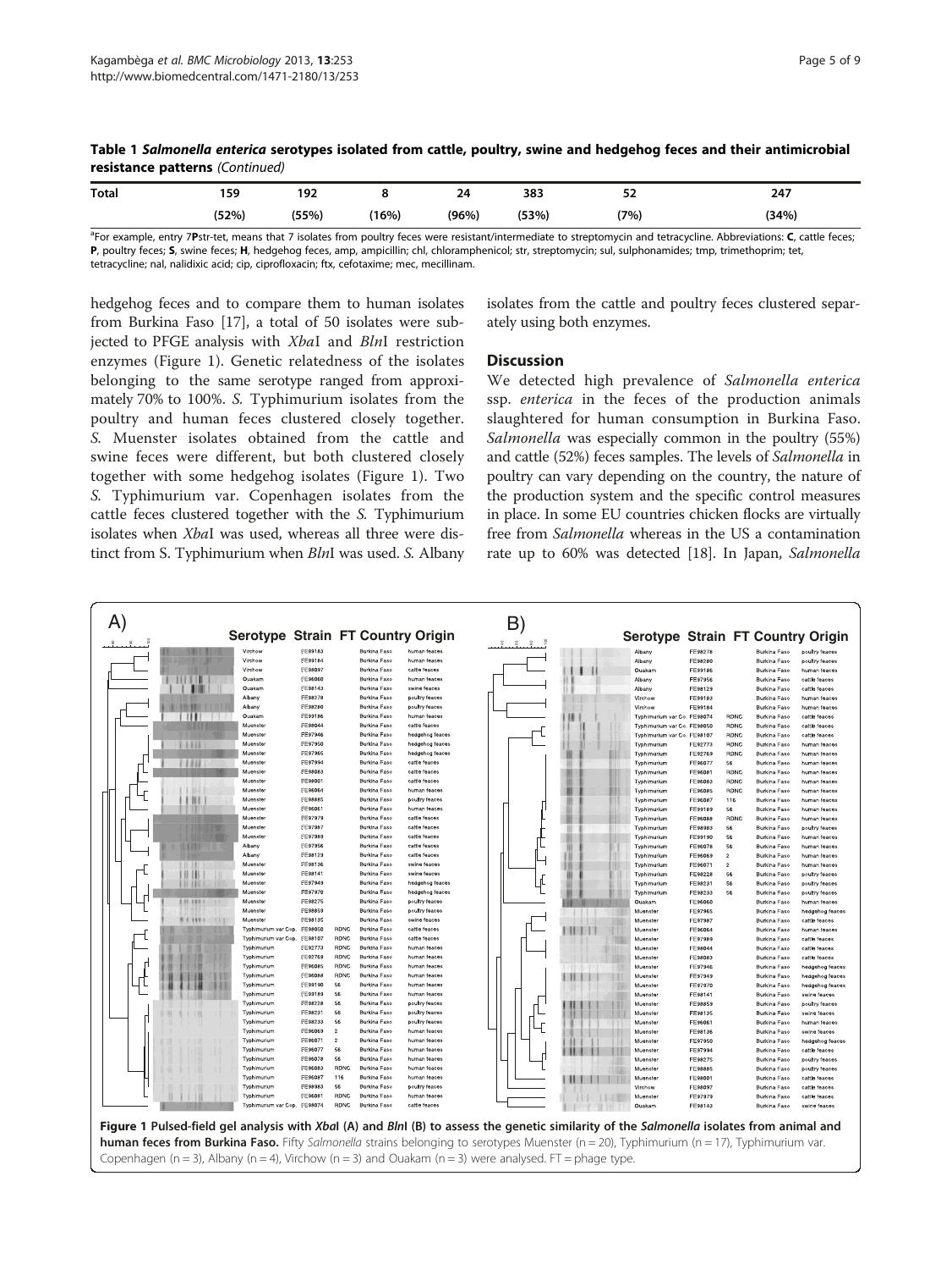**Table 1 *Salmonella enterica* serotypes isolated from cattle, poultry, swine and hedgehog feces and their antimicrobial resistance patterns** *(Continued)*

| | | | | | | | |
|---|---|---|---|---|---|---|---|
| **Total** | 159 | 192 | 8 | 24 | 383 | 52 | 247 |
| | (52%) | (55%) | (16%) | (96%) | (53%) | (7%) | (34%) |

[a]For example, entry 7**P**str-tet, means that 7 isolates from poultry feces were resistant/intermediate to streptomycin and tetracycline. Abbreviations: **C**, cattle feces; **P**, poultry feces; **S**, swine feces; **H**, hedgehog feces, amp, ampicillin; chl, chloramphenicol; str, streptomycin; sul, sulphonamides; tmp, trimethoprim; tet, tetracycline; nal, nalidixic acid; cip, ciprofloxacin; ftx, cefotaxime; mec, mecillinam.

hedgehog feces and to compare them to human isolates from Burkina Faso [17], a total of 50 isolates were subjected to PFGE analysis with *Xba*I and *Bln*I restriction enzymes (Figure 1). Genetic relatedness of the isolates belonging to the same serotype ranged from approximately 70% to 100%. *S.* Typhimurium isolates from the poultry and human feces clustered closely together. *S.* Muenster isolates obtained from the cattle and swine feces were different, but both clustered closely together with some hedgehog isolates (Figure 1). Two *S.* Typhimurium var. Copenhagen isolates from the cattle feces clustered together with the *S.* Typhimurium isolates when *Xba*I was used, whereas all three were distinct from S. Typhimurium when *Bln*I was used. *S.* Albany isolates from the cattle and poultry feces clustered separately using both enzymes.

## Discussion

We detected high prevalence of *Salmonella enterica* ssp. *enterica* in the feces of the production animals slaughtered for human consumption in Burkina Faso. *Salmonella* was especially common in the poultry (55%) and cattle (52%) feces samples. The levels of *Salmonella* in poultry can vary depending on the country, the nature of the production system and the specific control measures in place. In some EU countries chicken flocks are virtually free from *Salmonella* whereas in the US a contamination rate up to 60% was detected [18]. In Japan, *Salmonella*

**Figure 1 Pulsed-field gel analysis with *Xba*I (A) and *Bln*I (B) to assess the genetic similarity of the *Salmonella* isolates from animal and human feces from Burkina Faso.** Fifty *Salmonella* strains belonging to serotypes Muenster (n = 20), Typhimurium (n = 17), Typhimurium var. Copenhagen (n = 3), Albany (n = 4), Virchow (n = 3) and Ouakam (n = 3) were analysed. FT = phage type.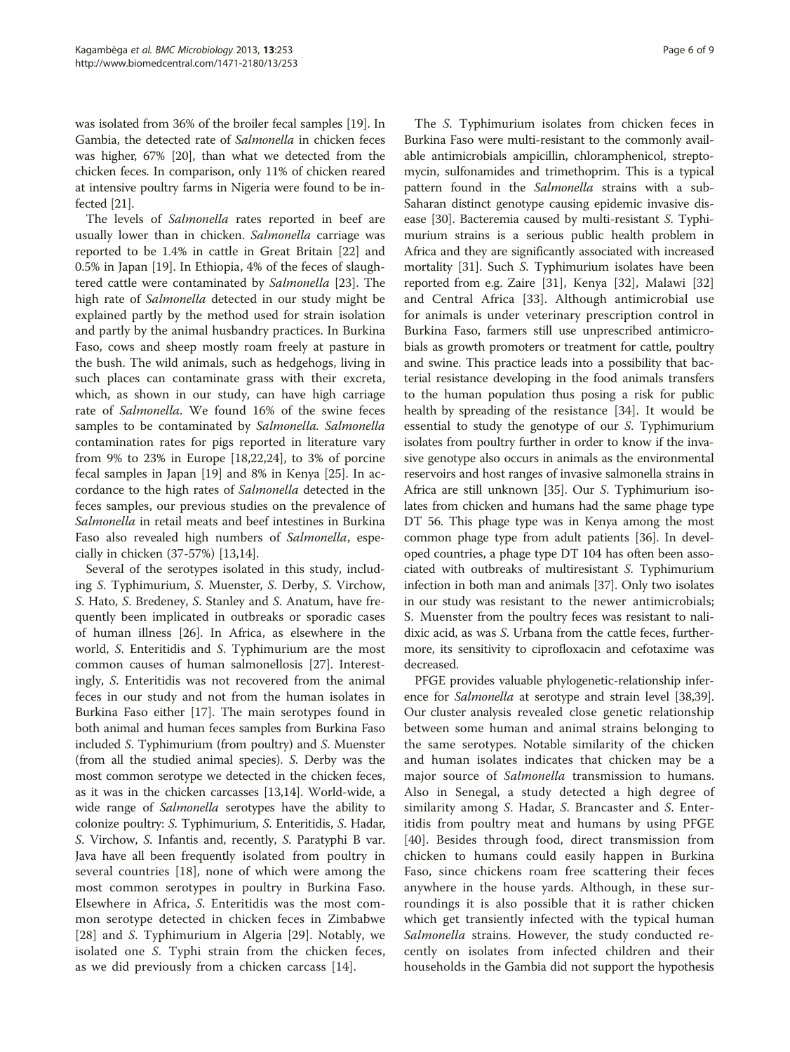was isolated from 36% of the broiler fecal samples [19]. In Gambia, the detected rate of *Salmonella* in chicken feces was higher, 67% [20], than what we detected from the chicken feces. In comparison, only 11% of chicken reared at intensive poultry farms in Nigeria were found to be infected [21].

The levels of *Salmonella* rates reported in beef are usually lower than in chicken. *Salmonella* carriage was reported to be 1.4% in cattle in Great Britain [22] and 0.5% in Japan [19]. In Ethiopia, 4% of the feces of slaughtered cattle were contaminated by *Salmonella* [23]. The high rate of *Salmonella* detected in our study might be explained partly by the method used for strain isolation and partly by the animal husbandry practices. In Burkina Faso, cows and sheep mostly roam freely at pasture in the bush. The wild animals, such as hedgehogs, living in such places can contaminate grass with their excreta, which, as shown in our study, can have high carriage rate of *Salmonella*. We found 16% of the swine feces samples to be contaminated by *Salmonella. Salmonella* contamination rates for pigs reported in literature vary from 9% to 23% in Europe [18,22,24], to 3% of porcine fecal samples in Japan [19] and 8% in Kenya [25]. In accordance to the high rates of *Salmonella* detected in the feces samples, our previous studies on the prevalence of *Salmonella* in retail meats and beef intestines in Burkina Faso also revealed high numbers of *Salmonella*, especially in chicken (37-57%) [13,14].

Several of the serotypes isolated in this study, including *S.* Typhimurium, *S.* Muenster, *S.* Derby, *S.* Virchow, *S.* Hato, *S.* Bredeney, *S.* Stanley and *S.* Anatum, have frequently been implicated in outbreaks or sporadic cases of human illness [26]. In Africa, as elsewhere in the world, *S.* Enteritidis and *S.* Typhimurium are the most common causes of human salmonellosis [27]. Interestingly, *S.* Enteritidis was not recovered from the animal feces in our study and not from the human isolates in Burkina Faso either [17]. The main serotypes found in both animal and human feces samples from Burkina Faso included *S.* Typhimurium (from poultry) and *S.* Muenster (from all the studied animal species). *S.* Derby was the most common serotype we detected in the chicken feces, as it was in the chicken carcasses [13,14]. World-wide, a wide range of *Salmonella* serotypes have the ability to colonize poultry: *S.* Typhimurium, *S.* Enteritidis, *S.* Hadar, *S.* Virchow, *S.* Infantis and, recently, *S.* Paratyphi B var. Java have all been frequently isolated from poultry in several countries [18], none of which were among the most common serotypes in poultry in Burkina Faso. Elsewhere in Africa, *S.* Enteritidis was the most common serotype detected in chicken feces in Zimbabwe [28] and *S.* Typhimurium in Algeria [29]. Notably, we isolated one *S.* Typhi strain from the chicken feces, as we did previously from a chicken carcass [14].

The *S.* Typhimurium isolates from chicken feces in Burkina Faso were multi-resistant to the commonly available antimicrobials ampicillin, chloramphenicol, streptomycin, sulfonamides and trimethoprim. This is a typical pattern found in the *Salmonella* strains with a sub-Saharan distinct genotype causing epidemic invasive disease [30]. Bacteremia caused by multi-resistant *S.* Typhimurium strains is a serious public health problem in Africa and they are significantly associated with increased mortality [31]. Such *S.* Typhimurium isolates have been reported from e.g. Zaire [31], Kenya [32], Malawi [32] and Central Africa [33]. Although antimicrobial use for animals is under veterinary prescription control in Burkina Faso, farmers still use unprescribed antimicrobials as growth promoters or treatment for cattle, poultry and swine. This practice leads into a possibility that bacterial resistance developing in the food animals transfers to the human population thus posing a risk for public health by spreading of the resistance [34]. It would be essential to study the genotype of our *S.* Typhimurium isolates from poultry further in order to know if the invasive genotype also occurs in animals as the environmental reservoirs and host ranges of invasive salmonella strains in Africa are still unknown [35]. Our *S.* Typhimurium isolates from chicken and humans had the same phage type DT 56. This phage type was in Kenya among the most common phage type from adult patients [36]. In developed countries, a phage type DT 104 has often been associated with outbreaks of multiresistant *S.* Typhimurium infection in both man and animals [37]. Only two isolates in our study was resistant to the newer antimicrobials; S. Muenster from the poultry feces was resistant to nalidixic acid, as was *S.* Urbana from the cattle feces, furthermore, its sensitivity to ciprofloxacin and cefotaxime was decreased.

PFGE provides valuable phylogenetic-relationship inference for *Salmonella* at serotype and strain level [38,39]. Our cluster analysis revealed close genetic relationship between some human and animal strains belonging to the same serotypes. Notable similarity of the chicken and human isolates indicates that chicken may be a major source of *Salmonella* transmission to humans. Also in Senegal, a study detected a high degree of similarity among *S.* Hadar, *S.* Brancaster and *S.* Enteritidis from poultry meat and humans by using PFGE [40]. Besides through food, direct transmission from chicken to humans could easily happen in Burkina Faso, since chickens roam free scattering their feces anywhere in the house yards. Although, in these surroundings it is also possible that it is rather chicken which get transiently infected with the typical human *Salmonella* strains. However, the study conducted recently on isolates from infected children and their households in the Gambia did not support the hypothesis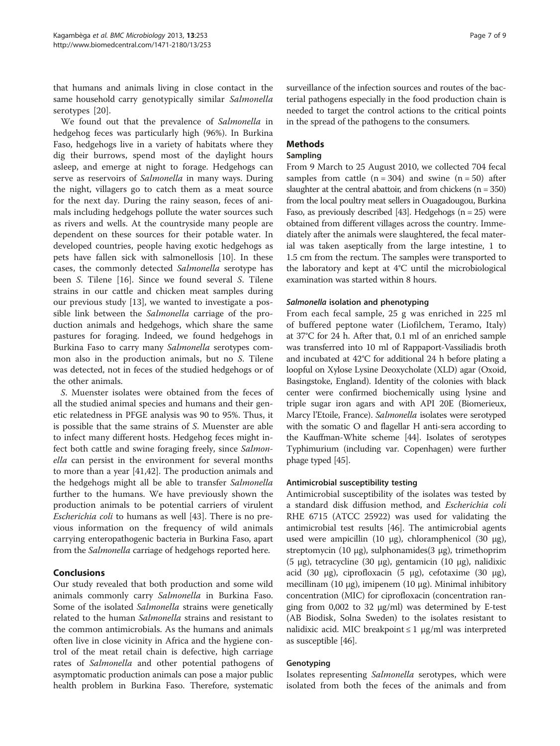that humans and animals living in close contact in the same household carry genotypically similar *Salmonella* serotypes [20].

We found out that the prevalence of *Salmonella* in hedgehog feces was particularly high (96%). In Burkina Faso, hedgehogs live in a variety of habitats where they dig their burrows, spend most of the daylight hours asleep, and emerge at night to forage. Hedgehogs can serve as reservoirs of *Salmonella* in many ways. During the night, villagers go to catch them as a meat source for the next day. During the rainy season, feces of animals including hedgehogs pollute the water sources such as rivers and wells. At the countryside many people are dependent on these sources for their potable water. In developed countries, people having exotic hedgehogs as pets have fallen sick with salmonellosis [10]. In these cases, the commonly detected *Salmonella* serotype has been *S.* Tilene [16]. Since we found several *S.* Tilene strains in our cattle and chicken meat samples during our previous study [13], we wanted to investigate a possible link between the *Salmonella* carriage of the production animals and hedgehogs, which share the same pastures for foraging. Indeed, we found hedgehogs in Burkina Faso to carry many *Salmonella* serotypes common also in the production animals, but no *S.* Tilene was detected, not in feces of the studied hedgehogs or of the other animals.

*S.* Muenster isolates were obtained from the feces of all the studied animal species and humans and their genetic relatedness in PFGE analysis was 90 to 95%. Thus, it is possible that the same strains of *S.* Muenster are able to infect many different hosts. Hedgehog feces might infect both cattle and swine foraging freely, since *Salmonella* can persist in the environment for several months to more than a year [41,42]. The production animals and the hedgehogs might all be able to transfer *Salmonella* further to the humans. We have previously shown the production animals to be potential carriers of virulent *Escherichia coli* to humans as well [43]. There is no previous information on the frequency of wild animals carrying enteropathogenic bacteria in Burkina Faso, apart from the *Salmonella* carriage of hedgehogs reported here.

## Conclusions

Our study revealed that both production and some wild animals commonly carry *Salmonella* in Burkina Faso. Some of the isolated *Salmonella* strains were genetically related to the human *Salmonella* strains and resistant to the common antimicrobials. As the humans and animals often live in close vicinity in Africa and the hygiene control of the meat retail chain is defective, high carriage rates of *Salmonella* and other potential pathogens of asymptomatic production animals can pose a major public health problem in Burkina Faso. Therefore, systematic surveillance of the infection sources and routes of the bacterial pathogens especially in the food production chain is needed to target the control actions to the critical points in the spread of the pathogens to the consumers.

## Methods

### Sampling

From 9 March to 25 August 2010, we collected 704 fecal samples from cattle (n = 304) and swine (n = 50) after slaughter at the central abattoir, and from chickens (n = 350) from the local poultry meat sellers in Ouagadougou, Burkina Faso, as previously described [43]. Hedgehogs (n = 25) were obtained from different villages across the country. Immediately after the animals were slaughtered, the fecal material was taken aseptically from the large intestine, 1 to 1.5 cm from the rectum. The samples were transported to the laboratory and kept at 4°C until the microbiological examination was started within 8 hours.

### *Salmonella* isolation and phenotyping

From each fecal sample, 25 g was enriched in 225 ml of buffered peptone water (Liofilchem, Teramo, Italy) at 37°C for 24 h. After that, 0.1 ml of an enriched sample was transferred into 10 ml of Rappaport-Vassiliadis broth and incubated at 42°C for additional 24 h before plating a loopful on Xylose Lysine Deoxycholate (XLD) agar (Oxoid, Basingstoke, England). Identity of the colonies with black center were confirmed biochemically using lysine and triple sugar iron agars and with API 20E (Biomerieux, Marcy l'Etoile, France). *Salmonella* isolates were serotyped with the somatic O and flagellar H anti-sera according to the Kauffman-White scheme [44]. Isolates of serotypes Typhimurium (including var. Copenhagen) were further phage typed [45].

### Antimicrobial susceptibility testing

Antimicrobial susceptibility of the isolates was tested by a standard disk diffusion method, and *Escherichia coli* RHE 6715 (ATCC 25922) was used for validating the antimicrobial test results [46]. The antimicrobial agents used were ampicillin (10 μg), chloramphenicol (30 μg), streptomycin (10 μg), sulphonamides(3 μg), trimethoprim (5 μg), tetracycline (30 μg), gentamicin (10 μg), nalidixic acid (30 μg), ciprofloxacin (5 μg), cefotaxime (30 μg), mecillinam (10 μg), imipenem (10 μg). Minimal inhibitory concentration (MIC) for ciprofloxacin (concentration ranging from 0,002 to 32 μg/ml) was determined by E-test (AB Biodisk, Solna Sweden) to the isolates resistant to nalidixic acid. MIC breakpoint ≤ 1 μg/ml was interpreted as susceptible [46].

### Genotyping

Isolates representing *Salmonella* serotypes, which were isolated from both the feces of the animals and from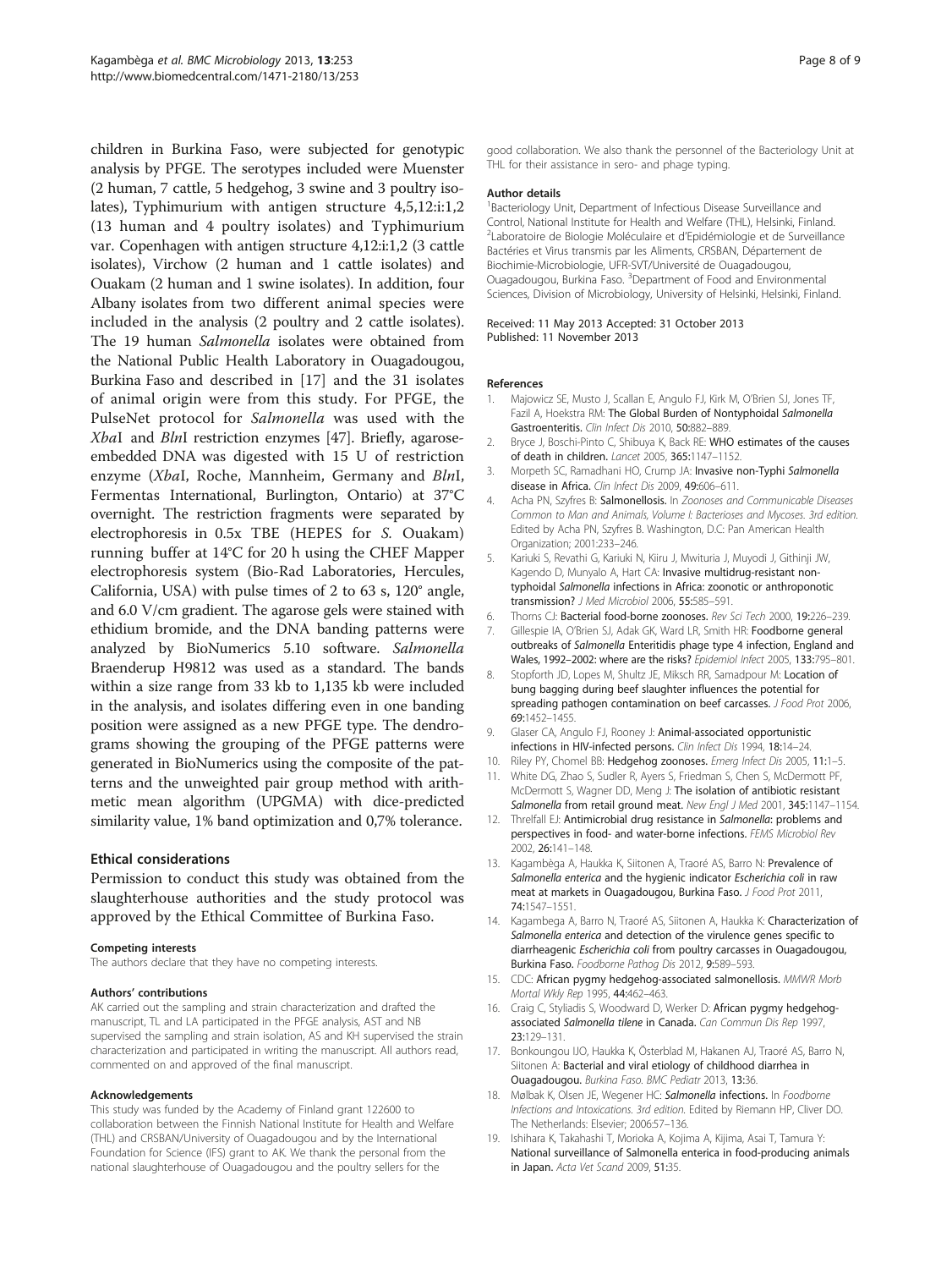children in Burkina Faso, were subjected for genotypic analysis by PFGE. The serotypes included were Muenster (2 human, 7 cattle, 5 hedgehog, 3 swine and 3 poultry isolates), Typhimurium with antigen structure 4,5,12:i:1,2 (13 human and 4 poultry isolates) and Typhimurium var. Copenhagen with antigen structure 4,12:i:1,2 (3 cattle isolates), Virchow (2 human and 1 cattle isolates) and Ouakam (2 human and 1 swine isolates). In addition, four Albany isolates from two different animal species were included in the analysis (2 poultry and 2 cattle isolates). The 19 human *Salmonella* isolates were obtained from the National Public Health Laboratory in Ouagadougou, Burkina Faso and described in [17] and the 31 isolates of animal origin were from this study. For PFGE, the PulseNet protocol for *Salmonella* was used with the *Xba*I and *Bln*I restriction enzymes [47]. Briefly, agarose-embedded DNA was digested with 15 U of restriction enzyme (*Xba*I, Roche, Mannheim, Germany and *Bln*I, Fermentas International, Burlington, Ontario) at 37°C overnight. The restriction fragments were separated by electrophoresis in 0.5x TBE (HEPES for *S.* Ouakam) running buffer at 14°C for 20 h using the CHEF Mapper electrophoresis system (Bio-Rad Laboratories, Hercules, California, USA) with pulse times of 2 to 63 s, 120° angle, and 6.0 V/cm gradient. The agarose gels were stained with ethidium bromide, and the DNA banding patterns were analyzed by BioNumerics 5.10 software. *Salmonella* Braenderup H9812 was used as a standard. The bands within a size range from 33 kb to 1,135 kb were included in the analysis, and isolates differing even in one banding position were assigned as a new PFGE type. The dendrograms showing the grouping of the PFGE patterns were generated in BioNumerics using the composite of the patterns and the unweighted pair group method with arithmetic mean algorithm (UPGMA) with dice-predicted similarity value, 1% band optimization and 0,7% tolerance.

## Ethical considerations

Permission to conduct this study was obtained from the slaughterhouse authorities and the study protocol was approved by the Ethical Committee of Burkina Faso.

#### Competing interests
The authors declare that they have no competing interests.

#### Authors' contributions
AK carried out the sampling and strain characterization and drafted the manuscript, TL and LA participated in the PFGE analysis, AST and NB supervised the sampling and strain isolation, AS and KH supervised the strain characterization and participated in writing the manuscript. All authors read, commented on and approved of the final manuscript.

#### Acknowledgements
This study was funded by the Academy of Finland grant 122600 to collaboration between the Finnish National Institute for Health and Welfare (THL) and CRSBAN/University of Ouagadougou and by the International Foundation for Science (IFS) grant to AK. We thank the personal from the national slaughterhouse of Ouagadougou and the poultry sellers for the good collaboration. We also thank the personnel of the Bacteriology Unit at THL for their assistance in sero- and phage typing.

#### Author details
[1]Bacteriology Unit, Department of Infectious Disease Surveillance and Control, National Institute for Health and Welfare (THL), Helsinki, Finland. [2]Laboratoire de Biologie Moléculaire et d'Epidémiologie et de Surveillance Bactéries et Virus transmis par les Aliments, CRSBAN, Département de Biochimie-Microbiologie, UFR-SVT/Université de Ouagadougou, Ouagadougou, Burkina Faso. [3]Department of Food and Environmental Sciences, Division of Microbiology, University of Helsinki, Helsinki, Finland.

Received: 11 May 2013 Accepted: 31 October 2013
Published: 11 November 2013

#### References

1. Majowicz SE, Musto J, Scallan E, Angulo FJ, Kirk M, O'Brien SJ, Jones TF, Fazil A, Hoekstra RM: **The Global Burden of Nontyphoidal *Salmonella* Gastroenteritis.** *Clin Infect Dis* 2010, **50:**882–889.
2. Bryce J, Boschi-Pinto C, Shibuya K, Back RE: **WHO estimates of the causes of death in children.** *Lancet* 2005, **365:**1147–1152.
3. Morpeth SC, Ramadhani HO, Crump JA: **Invasive non-Typhi *Salmonella* disease in Africa.** *Clin Infect Dis* 2009, **49:**606–611.
4. Acha PN, Szyfres B: **Salmonellosis.** In *Zoonoses and Communicable Diseases Common to Man and Animals, Volume I: Bacterioses and Mycoses. 3rd edition.* Edited by Acha PN, Szyfres B. Washington, D.C: Pan American Health Organization; 2001:233–246.
5. Kariuki S, Revathi G, Kariuki N, Kiiru J, Mwituria J, Muyodi J, Githinji JW, Kagendo D, Munyalo A, Hart CA: **Invasive multidrug-resistant non-typhoidal *Salmonella* infections in Africa: zoonotic or anthroponotic transmission?** *J Med Microbiol* 2006, **55:**585–591.
6. Thorns CJ: **Bacterial food-borne zoonoses.** *Rev Sci Tech* 2000, **19:**226–239.
7. Gillespie IA, O'Brien SJ, Adak GK, Ward LR, Smith HR: **Foodborne general outbreaks of *Salmonella* Enteritidis phage type 4 infection, England and Wales, 1992–2002: where are the risks?** *Epidemiol Infect* 2005, **133:**795–801.
8. Stopforth JD, Lopes M, Shultz JE, Miksch RR, Samadpour M: **Location of bung bagging during beef slaughter influences the potential for spreading pathogen contamination on beef carcasses.** *J Food Prot* 2006, **69:**1452–1455.
9. Glaser CA, Angulo FJ, Rooney J: **Animal-associated opportunistic infections in HIV-infected persons.** *Clin Infect Dis* 1994, **18:**14–24.
10. Riley PY, Chomel BB: **Hedgehog zoonoses.** *Emerg Infect Dis* 2005, **11:**1–5.
11. White DG, Zhao S, Sudler R, Ayers S, Friedman S, Chen S, McDermott PF, McDermott S, Wagner DD, Meng J: **The isolation of antibiotic resistant *Salmonella* from retail ground meat.** *New Engl J Med* 2001, **345:**1147–1154.
12. Threlfall EJ: **Antimicrobial drug resistance in *Salmonella*: problems and perspectives in food- and water-borne infections.** *FEMS Microbiol Rev* 2002, **26:**141–148.
13. Kagambèga A, Haukka K, Siitonen A, Traoré AS, Barro N: **Prevalence of *Salmonella enterica* and the hygienic indicator *Escherichia coli* in raw meat at markets in Ouagadougou, Burkina Faso.** *J Food Prot* 2011, **74:**1547–1551.
14. Kagambega A, Barro N, Traoré AS, Siitonen A, Haukka K: **Characterization of *Salmonella enterica* and detection of the virulence genes specific to diarrheagenic *Escherichia coli* from poultry carcasses in Ouagadougou, Burkina Faso.** *Foodborne Pathog Dis* 2012, **9:**589–593.
15. CDC: **African pygmy hedgehog-associated salmonellosis.** *MMWR Morb Mortal Wkly Rep* 1995, **44:**462–463.
16. Craig C, Styliadis S, Woodward D, Werker D: **African pygmy hedgehog-associated *Salmonella tilene* in Canada.** *Can Commun Dis Rep* 1997, **23:**129–131.
17. Bonkoungou IJO, Haukka K, Österblad M, Hakanen AJ, Traoré AS, Barro N, Siitonen A: **Bacterial and viral etiology of childhood diarrhea in Ouagadougou.** *Burkina Faso. BMC Pediatr* 2013, **13:**36.
18. Mølbak K, Olsen JE, Wegener HC: ***Salmonella* infections.** In *Foodborne Infections and Intoxications. 3rd edition.* Edited by Riemann HP, Cliver DO. The Netherlands: Elsevier; 2006:57–136.
19. Ishihara K, Takahashi T, Morioka A, Kojima A, Kijima, Asai T, Tamura Y: **National surveillance of Salmonella enterica in food-producing animals in Japan.** *Acta Vet Scand* 2009, **51:**35.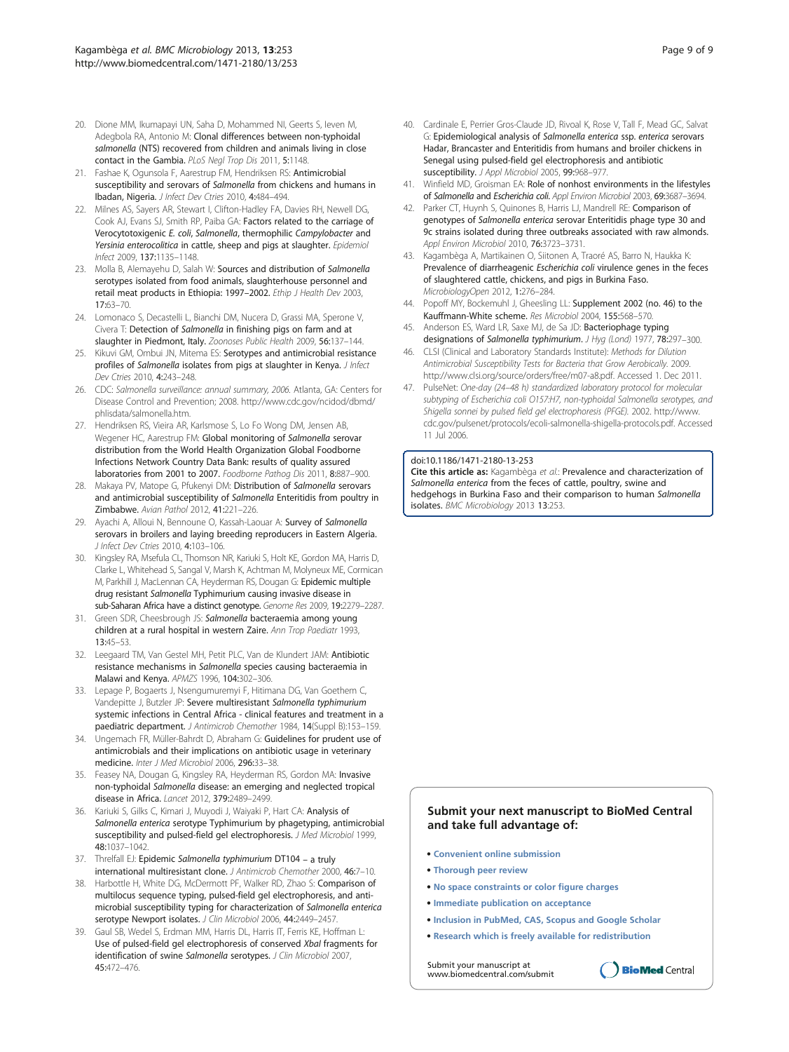20. Dione MM, Ikumapayi UN, Saha D, Mohammed NI, Geerts S, Ieven M, Adegbola RA, Antonio M: **Clonal differences between non-typhoidal *salmonella* (NTS) recovered from children and animals living in close contact in the Gambia.** *PLoS Negl Trop Dis* 2011, **5:**1148.
21. Fashae K, Ogunsola F, Aarestrup FM, Hendriksen RS: **Antimicrobial susceptibility and serovars of *Salmonella* from chickens and humans in Ibadan, Nigeria.** *J Infect Dev Ctries* 2010, **4:**484–494.
22. Milnes AS, Sayers AR, Stewart I, Clifton-Hadley FA, Davies RH, Newell DG, Cook AJ, Evans SJ, Smith RP, Paiba GA: **Factors related to the carriage of Verocytotoxigenic *E. coli*, *Salmonella*, thermophilic *Campylobacter* and *Yersinia enterocolitica* in cattle, sheep and pigs at slaughter.** *Epidemiol Infect* 2009, **137:**1135–1148.
23. Molla B, Alemayehu D, Salah W: **Sources and distribution of *Salmonella* serotypes isolated from food animals, slaughterhouse personnel and retail meat products in Ethiopia: 1997–2002.** *Ethip J Health Dev* 2003, **17:**63–70.
24. Lomonaco S, Decastelli L, Bianchi DM, Nucera D, Grassi MA, Sperone V, Civera T: **Detection of *Salmonella* in finishing pigs on farm and at slaughter in Piedmont, Italy.** *Zoonoses Public Health* 2009, **56:**137–144.
25. Kikuvi GM, Ombui JN, Mitema ES: **Serotypes and antimicrobial resistance profiles of *Salmonella* isolates from pigs at slaughter in Kenya.** *J Infect Dev Ctries* 2010, **4:**243–248.
26. CDC: *Salmonella surveillance: annual summary, 2006.* Atlanta, GA: Centers for Disease Control and Prevention; 2008. http://www.cdc.gov/ncidod/dbmd/phlisdata/salmonella.htm.
27. Hendriksen RS, Vieira AR, Karlsmose S, Lo Fo Wong DM, Jensen AB, Wegener HC, Aarestrup FM: **Global monitoring of *Salmonella* serovar distribution from the World Health Organization Global Foodborne Infections Network Country Data Bank: results of quality assured laboratories from 2001 to 2007.** *Foodborne Pathog Dis* 2011, **8:**887–900.
28. Makaya PV, Matope G, Pfukenyi DM: **Distribution of *Salmonella* serovars and antimicrobial susceptibility of *Salmonella* Enteritidis from poultry in Zimbabwe.** *Avian Pathol* 2012, **41:**221–226.
29. Ayachi A, Alloui N, Bennoune O, Kassah-Laouar A: **Survey of *Salmonella* serovars in broilers and laying breeding reproducers in Eastern Algeria.** *J Infect Dev Ctries* 2010, **4:**103–106.
30. Kingsley RA, Msefula CL, Thomson NR, Kariuki S, Holt KE, Gordon MA, Harris D, Clarke L, Whitehead S, Sangal V, Marsh K, Achtman M, Molyneux ME, Cormican M, Parkhill J, MacLennan CA, Heyderman RS, Dougan G: **Epidemic multiple drug resistant *Salmonella* Typhimurium causing invasive disease in sub-Saharan Africa have a distinct genotype.** *Genome Res* 2009, **19:**2279–2287.
31. Green SDR, Cheesbrough JS: ***Salmonella* bacteraemia among young children at a rural hospital in western Zaire.** *Ann Trop Paediatr* 1993, **13:**45–53.
32. Leegaard TM, Van Gestel MH, Petit PLC, Van de Klundert JAM: **Antibiotic resistance mechanisms in *Salmonella* species causing bacteraemia in Malawi and Kenya.** *APMIS* 1996, **104:**302–306.
33. Lepage P, Bogaerts J, Nsengumuremyi F, Hitimana DG, Van Goethem C, Vandepitte J, Butzler JP: **Severe multiresistant *Salmonella typhimurium* systemic infections in Central Africa - clinical features and treatment in a paediatric department.** *J Antimicrob Chemother* 1984, **14**(Suppl B):153–159.
34. Ungemach FR, Müller-Bahrdt D, Abraham G: **Guidelines for prudent use of antimicrobials and their implications on antibiotic usage in veterinary medicine.** *Inter J Med Microbiol* 2006, **296:**33–38.
35. Feasey NA, Dougan G, Kingsley RA, Heyderman RS, Gordon MA: **Invasive non-typhoidal *Salmonella* disease: an emerging and neglected tropical disease in Africa.** *Lancet* 2012, **379:**2489–2499.
36. Kariuki S, Gilks C, Kimari J, Muyodi J, Waiyaki P, Hart CA: **Analysis of *Salmonella enterica* serotype Typhimurium by phagetyping, antimicrobial susceptibility and pulsed-field gel electrophoresis.** *J Med Microbiol* 1999, **48:**1037–1042.
37. Threlfall EJ: **Epidemic *Salmonella typhimurium* DT104 – a truly international multiresistant clone.** *J Antimicrob Chemother* 2000, **46:**7–10.
38. Harbottle H, White DG, McDermott PF, Walker RD, Zhao S: **Comparison of multilocus sequence typing, pulsed-field gel electrophoresis, and antimicrobial susceptibility typing for characterization of *Salmonella enterica* serotype Newport isolates.** *J Clin Microbiol* 2006, **44:**2449–2457.
39. Gaul SB, Wedel S, Erdman MM, Harris DL, Harris IT, Ferris KE, Hoffman L: **Use of pulsed-field gel electrophoresis of conserved *Xba*I fragments for identification of swine *Salmonella* serotypes.** *J Clin Microbiol* 2007, **45:**472–476.
40. Cardinale E, Perrier Gros-Claude JD, Rivoal K, Rose V, Tall F, Mead GC, Salvat G: **Epidemiological analysis of *Salmonella enterica* ssp. *enterica* serovars Hadar, Brancaster and Enteritidis from humans and broiler chickens in Senegal using pulsed-field gel electrophoresis and antibiotic susceptibility.** *J Appl Microbiol* 2005, **99:**968–977.
41. Winfield MD, Groisman EA: **Role of nonhost environments in the lifestyles of *Salmonella* and *Escherichia coli*.** *Appl Environ Microbiol* 2003, **69:**3687–3694.
42. Parker CT, Huynh S, Quinones B, Harris LJ, Mandrell RE: **Comparison of genotypes of *Salmonella enterica* serovar Enteritidis phage type 30 and 9c strains isolated during three outbreaks associated with raw almonds.** *Appl Environ Microbiol* 2010, **76:**3723–3731.
43. Kagambèga A, Martikainen O, Siitonen A, Traoré AS, Barro N, Haukka K: **Prevalence of diarrheagenic *Escherichia coli* virulence genes in the feces of slaughtered cattle, chickens, and pigs in Burkina Faso.** *MicrobiologyOpen* 2012, **1:**276–284.
44. Popoff MY, Bockemuhl J, Gheesling LL: **Supplement 2002 (no. 46) to the Kauffmann-White scheme.** *Res Microbiol* 2004, **155:**568–570.
45. Anderson ES, Ward LR, Saxe MJ, de Sa JD: **Bacteriophage typing designations of *Salmonella typhimurium*.** *J Hyg (Lond)* 1977, **78:**297–300.
46. CLSI (Clinical and Laboratory Standards Institute): *Methods for Dilution Antimicrobial Susceptibility Tests for Bacteria that Grow Aerobically.* 2009. http://www.clsi.org/source/orders/free/m07-a8.pdf. Accessed 1. Dec 2011.
47. PulseNet: *One-day (24–48 h) standardized laboratory protocol for molecular subtyping of Escherichia coli O157:H7, non-typhoidal Salmonella serotypes, and Shigella sonnei by pulsed field gel electrophoresis (PFGE).* 2002. http://www.cdc.gov/pulsenet/protocols/ecoli-salmonella-shigella-protocols.pdf. Accessed 11 Jul 2006.

doi:10.1186/1471-2180-13-253

**Cite this article as:** Kagambèga *et al.*: Prevalence and characterization of *Salmonella enterica* from the feces of cattle, poultry, swine and hedgehogs in Burkina Faso and their comparison to human *Salmonella* isolates. *BMC Microbiology* 2013 **13**:253.

**Submit your next manuscript to BioMed Central and take full advantage of:**

- **Convenient online submission**
- **Thorough peer review**
- **No space constraints or color figure charges**
- **Immediate publication on acceptance**
- **Inclusion in PubMed, CAS, Scopus and Google Scholar**
- **Research which is freely available for redistribution**

Submit your manuscript at
www.biomedcentral.com/submit

BioMed Central